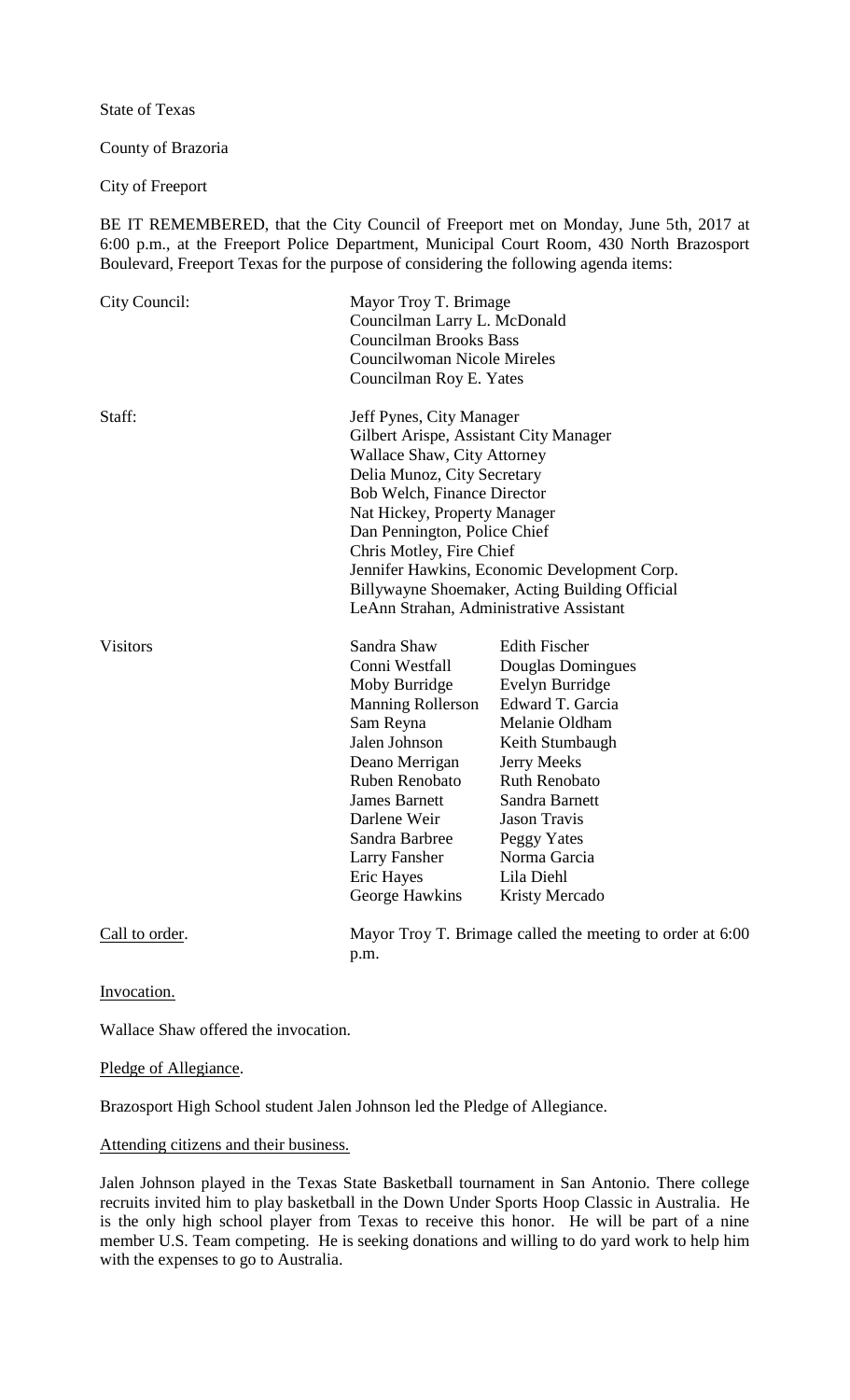State of Texas

County of Brazoria

City of Freeport

BE IT REMEMBERED, that the City Council of Freeport met on Monday, June 5th, 2017 at 6:00 p.m., at the Freeport Police Department, Municipal Court Room, 430 North Brazosport Boulevard, Freeport Texas for the purpose of considering the following agenda items:

| | | |
|---|---|---|
| City Council: | Mayor Troy T. Brimage<br>Councilman Larry L. McDonald<br>Councilman Brooks Bass<br>Councilwoman Nicole Mireles<br>Councilman Roy E. Yates | |
| Staff: | Jeff Pynes, City Manager<br>Gilbert Arispe, Assistant City Manager<br>Wallace Shaw, City Attorney<br>Delia Munoz, City Secretary<br>Bob Welch, Finance Director<br>Nat Hickey, Property Manager<br>Dan Pennington, Police Chief<br>Chris Motley, Fire Chief<br>Jennifer Hawkins, Economic Development Corp.<br>Billywayne Shoemaker, Acting Building Official<br>LeAnn Strahan, Administrative Assistant | |
| Visitors | Sandra Shaw<br>Conni Westfall<br>Moby Burridge<br>Manning Rollerson<br>Sam Reyna<br>Jalen Johnson<br>Deano Merrigan<br>Ruben Renobato<br>James Barnett<br>Darlene Weir<br>Sandra Barbree<br>Larry Fansher<br>Eric Hayes<br>George Hawkins | Edith Fischer<br>Douglas Domingues<br>Evelyn Burridge<br>Edward T. Garcia<br>Melanie Oldham<br>Keith Stumbaugh<br>Jerry Meeks<br>Ruth Renobato<br>Sandra Barnett<br>Jason Travis<br>Peggy Yates<br>Norma Garcia<br>Lila Diehl<br>Kristy Mercado |
| Call to order. | Mayor Troy T. Brimage called the meeting to order at 6:00 p.m. | |

Invocation.

Wallace Shaw offered the invocation.

Pledge of Allegiance.

Brazosport High School student Jalen Johnson led the Pledge of Allegiance.

Attending citizens and their business.

Jalen Johnson played in the Texas State Basketball tournament in San Antonio. There college recruits invited him to play basketball in the Down Under Sports Hoop Classic in Australia. He is the only high school player from Texas to receive this honor. He will be part of a nine member U.S. Team competing. He is seeking donations and willing to do yard work to help him with the expenses to go to Australia.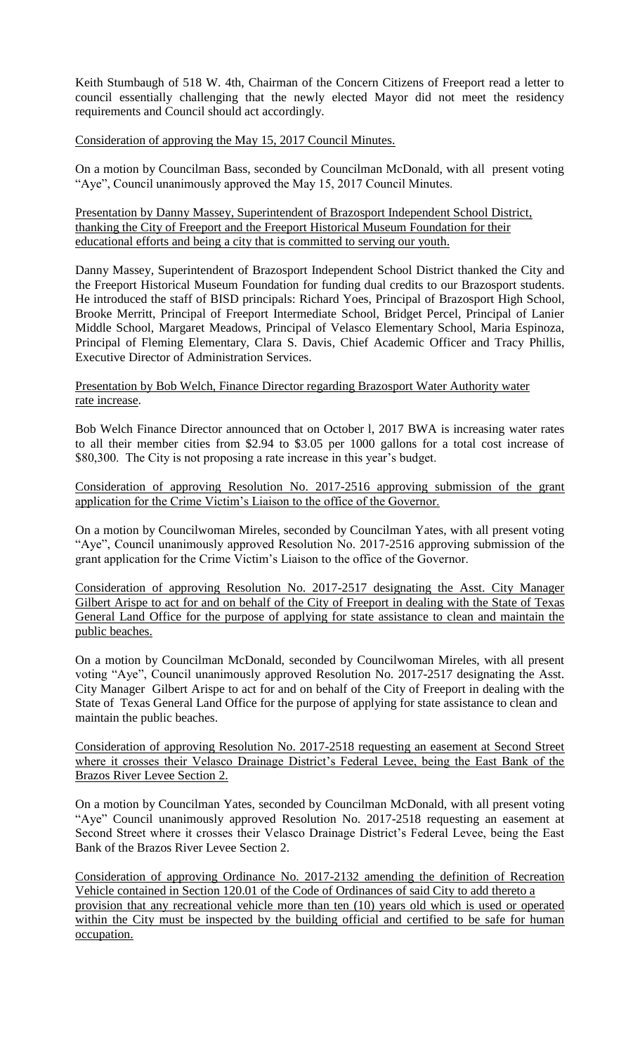Keith Stumbaugh of 518 W. 4th, Chairman of the Concern Citizens of Freeport read a letter to council essentially challenging that the newly elected Mayor did not meet the residency requirements and Council should act accordingly.

<u>Consideration of approving the May 15, 2017 Council Minutes.</u>

On a motion by Councilman Bass, seconded by Councilman McDonald, with all present voting "Aye", Council unanimously approved the May 15, 2017 Council Minutes.

<u>Presentation by Danny Massey, Superintendent of Brazosport Independent School District, thanking the City of Freeport and the Freeport Historical Museum Foundation for their educational efforts and being a city that is committed to serving our youth.</u>

Danny Massey, Superintendent of Brazosport Independent School District thanked the City and the Freeport Historical Museum Foundation for funding dual credits to our Brazosport students. He introduced the staff of BISD principals: Richard Yoes, Principal of Brazosport High School, Brooke Merritt, Principal of Freeport Intermediate School, Bridget Percel, Principal of Lanier Middle School, Margaret Meadows, Principal of Velasco Elementary School, Maria Espinoza, Principal of Fleming Elementary, Clara S. Davis, Chief Academic Officer and Tracy Phillis, Executive Director of Administration Services.

<u>Presentation by Bob Welch, Finance Director regarding Brazosport Water Authority water rate increase.</u>

Bob Welch Finance Director announced that on October l, 2017 BWA is increasing water rates to all their member cities from $2.94 to $3.05 per 1000 gallons for a total cost increase of $80,300. The City is not proposing a rate increase in this year's budget.

<u>Consideration of approving Resolution No. 2017-2516 approving submission of the grant application for the Crime Victim's Liaison to the office of the Governor.</u>

On a motion by Councilwoman Mireles, seconded by Councilman Yates, with all present voting "Aye", Council unanimously approved Resolution No. 2017-2516 approving submission of the grant application for the Crime Victim's Liaison to the office of the Governor.

<u>Consideration of approving Resolution No. 2017-2517 designating the Asst. City Manager Gilbert Arispe to act for and on behalf of the City of Freeport in dealing with the State of Texas General Land Office for the purpose of applying for state assistance to clean and maintain the public beaches.</u>

On a motion by Councilman McDonald, seconded by Councilwoman Mireles, with all present voting "Aye", Council unanimously approved Resolution No. 2017-2517 designating the Asst. City Manager Gilbert Arispe to act for and on behalf of the City of Freeport in dealing with the State of Texas General Land Office for the purpose of applying for state assistance to clean and maintain the public beaches.

<u>Consideration of approving Resolution No. 2017-2518 requesting an easement at Second Street where it crosses their Velasco Drainage District's Federal Levee, being the East Bank of the Brazos River Levee Section 2.</u>

On a motion by Councilman Yates, seconded by Councilman McDonald, with all present voting "Aye" Council unanimously approved Resolution No. 2017-2518 requesting an easement at Second Street where it crosses their Velasco Drainage District's Federal Levee, being the East Bank of the Brazos River Levee Section 2.

<u>Consideration of approving Ordinance No. 2017-2132 amending the definition of Recreation Vehicle contained in Section 120.01 of the Code of Ordinances of said City to add thereto a provision that any recreational vehicle more than ten (10) years old which is used or operated within the City must be inspected by the building official and certified to be safe for human occupation.</u>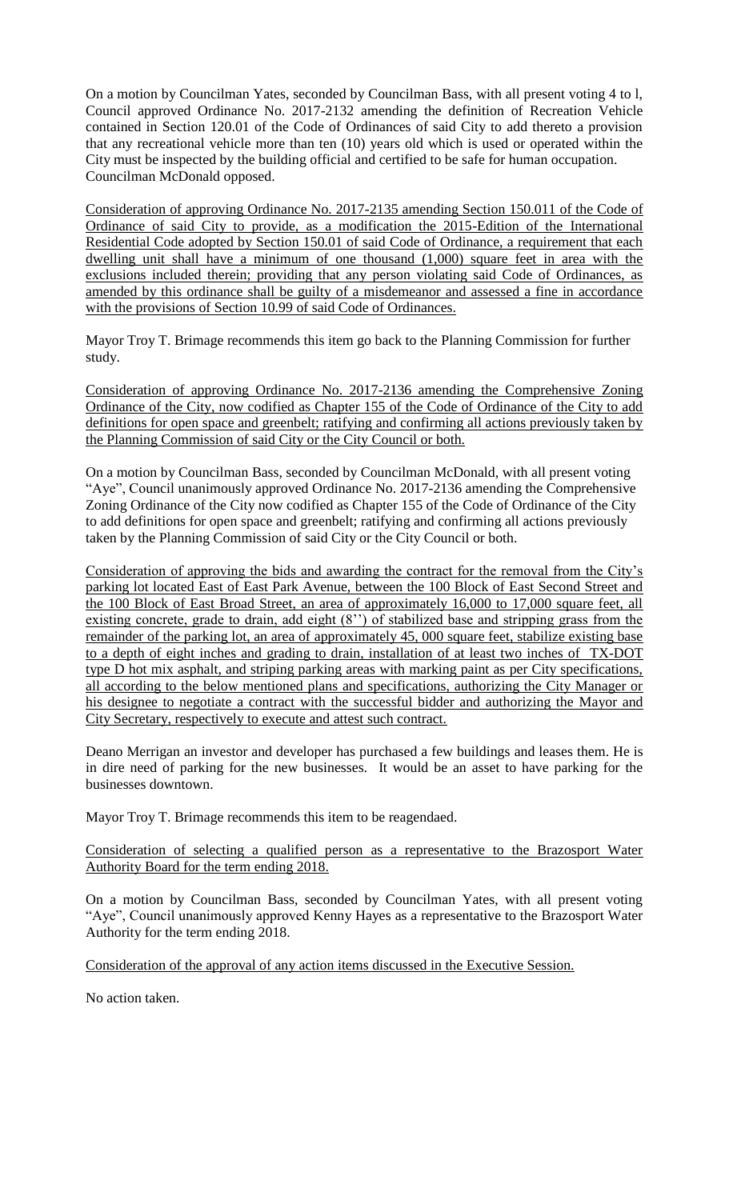On a motion by Councilman Yates, seconded by Councilman Bass, with all present voting 4 to l, Council approved Ordinance No. 2017-2132 amending the definition of Recreation Vehicle contained in Section 120.01 of the Code of Ordinances of said City to add thereto a provision that any recreational vehicle more than ten (10) years old which is used or operated within the City must be inspected by the building official and certified to be safe for human occupation. Councilman McDonald opposed.

Consideration of approving Ordinance No. 2017-2135 amending Section 150.011 of the Code of Ordinance of said City to provide, as a modification the 2015-Edition of the International Residential Code adopted by Section 150.01 of said Code of Ordinance, a requirement that each dwelling unit shall have a minimum of one thousand (1,000) square feet in area with the exclusions included therein; providing that any person violating said Code of Ordinances, as amended by this ordinance shall be guilty of a misdemeanor and assessed a fine in accordance with the provisions of Section 10.99 of said Code of Ordinances.

Mayor Troy T. Brimage recommends this item go back to the Planning Commission for further study.

Consideration of approving Ordinance No. 2017-2136 amending the Comprehensive Zoning Ordinance of the City, now codified as Chapter 155 of the Code of Ordinance of the City to add definitions for open space and greenbelt; ratifying and confirming all actions previously taken by the Planning Commission of said City or the City Council or both.

On a motion by Councilman Bass, seconded by Councilman McDonald, with all present voting "Aye", Council unanimously approved Ordinance No. 2017-2136 amending the Comprehensive Zoning Ordinance of the City now codified as Chapter 155 of the Code of Ordinance of the City to add definitions for open space and greenbelt; ratifying and confirming all actions previously taken by the Planning Commission of said City or the City Council or both.

Consideration of approving the bids and awarding the contract for the removal from the City's parking lot located East of East Park Avenue, between the 100 Block of East Second Street and the 100 Block of East Broad Street, an area of approximately 16,000 to 17,000 square feet, all existing concrete, grade to drain, add eight (8'') of stabilized base and stripping grass from the remainder of the parking lot, an area of approximately 45, 000 square feet, stabilize existing base to a depth of eight inches and grading to drain, installation of at least two inches of TX-DOT type D hot mix asphalt, and striping parking areas with marking paint as per City specifications, all according to the below mentioned plans and specifications, authorizing the City Manager or his designee to negotiate a contract with the successful bidder and authorizing the Mayor and City Secretary, respectively to execute and attest such contract.

Deano Merrigan an investor and developer has purchased a few buildings and leases them. He is in dire need of parking for the new businesses. It would be an asset to have parking for the businesses downtown.

Mayor Troy T. Brimage recommends this item to be reagendaed.

Consideration of selecting a qualified person as a representative to the Brazosport Water Authority Board for the term ending 2018.

On a motion by Councilman Bass, seconded by Councilman Yates, with all present voting "Aye", Council unanimously approved Kenny Hayes as a representative to the Brazosport Water Authority for the term ending 2018.

Consideration of the approval of any action items discussed in the Executive Session.

No action taken.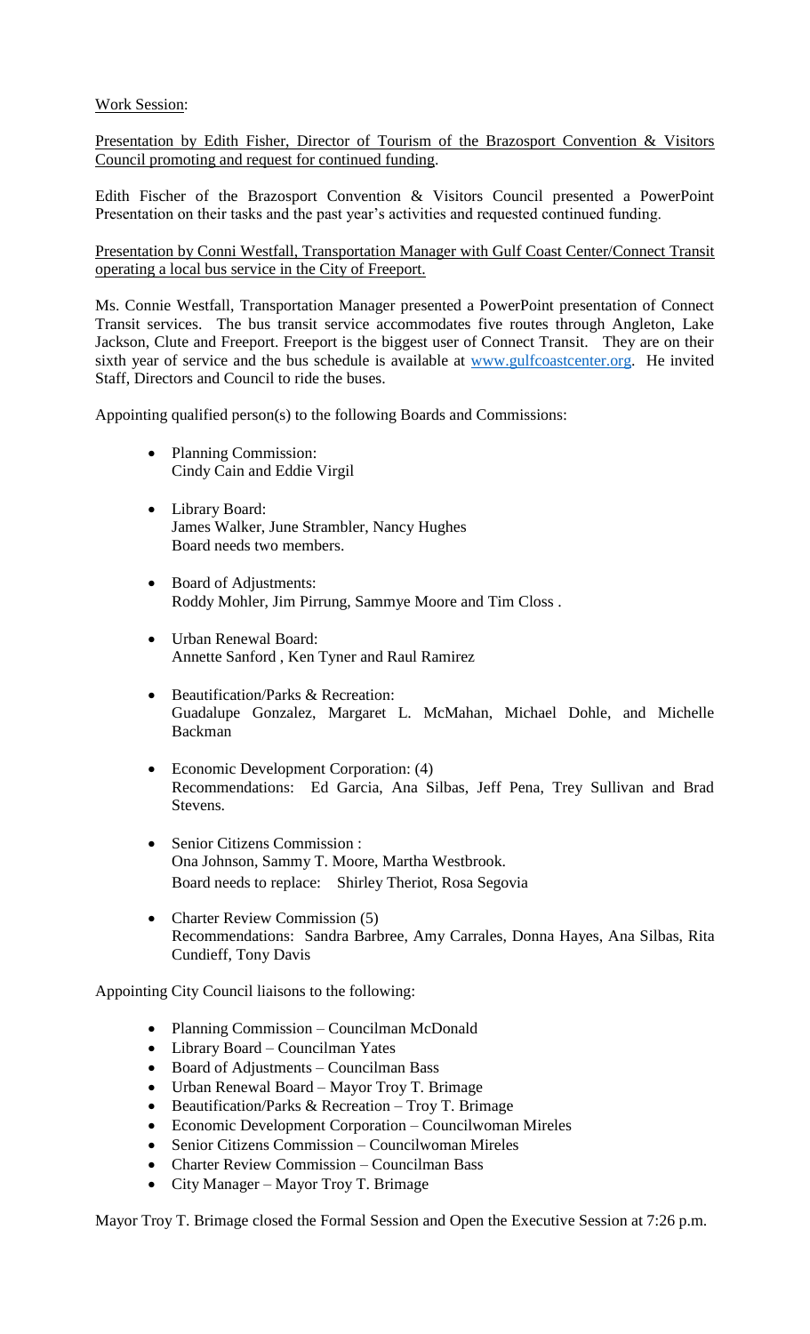Work Session:

Presentation by Edith Fisher, Director of Tourism of the Brazosport Convention & Visitors Council promoting and request for continued funding.

Edith Fischer of the Brazosport Convention & Visitors Council presented a PowerPoint Presentation on their tasks and the past year's activities and requested continued funding.

Presentation by Conni Westfall, Transportation Manager with Gulf Coast Center/Connect Transit operating a local bus service in the City of Freeport.

Ms. Connie Westfall, Transportation Manager presented a PowerPoint presentation of Connect Transit services. The bus transit service accommodates five routes through Angleton, Lake Jackson, Clute and Freeport. Freeport is the biggest user of Connect Transit. They are on their sixth year of service and the bus schedule is available at www.gulfcoastcenter.org. He invited Staff, Directors and Council to ride the buses.

Appointing qualified person(s) to the following Boards and Commissions:

- Planning Commission:
  Cindy Cain and Eddie Virgil
- Library Board:
  James Walker, June Strambler, Nancy Hughes
  Board needs two members.
- Board of Adjustments:
  Roddy Mohler, Jim Pirrung, Sammye Moore and Tim Closs .
- Urban Renewal Board:
  Annette Sanford , Ken Tyner and Raul Ramirez
- Beautification/Parks & Recreation:
  Guadalupe Gonzalez, Margaret L. McMahan, Michael Dohle, and Michelle Backman
- Economic Development Corporation: (4)
  Recommendations: Ed Garcia, Ana Silbas, Jeff Pena, Trey Sullivan and Brad Stevens.
- Senior Citizens Commission :
  Ona Johnson, Sammy T. Moore, Martha Westbrook.
  Board needs to replace: Shirley Theriot, Rosa Segovia
- Charter Review Commission (5)
  Recommendations: Sandra Barbree, Amy Carrales, Donna Hayes, Ana Silbas, Rita Cundieff, Tony Davis

Appointing City Council liaisons to the following:

- Planning Commission – Councilman McDonald
- Library Board – Councilman Yates
- Board of Adjustments – Councilman Bass
- Urban Renewal Board – Mayor Troy T. Brimage
- Beautification/Parks & Recreation – Troy T. Brimage
- Economic Development Corporation – Councilwoman Mireles
- Senior Citizens Commission – Councilwoman Mireles
- Charter Review Commission – Councilman Bass
- City Manager – Mayor Troy T. Brimage

Mayor Troy T. Brimage closed the Formal Session and Open the Executive Session at 7:26 p.m.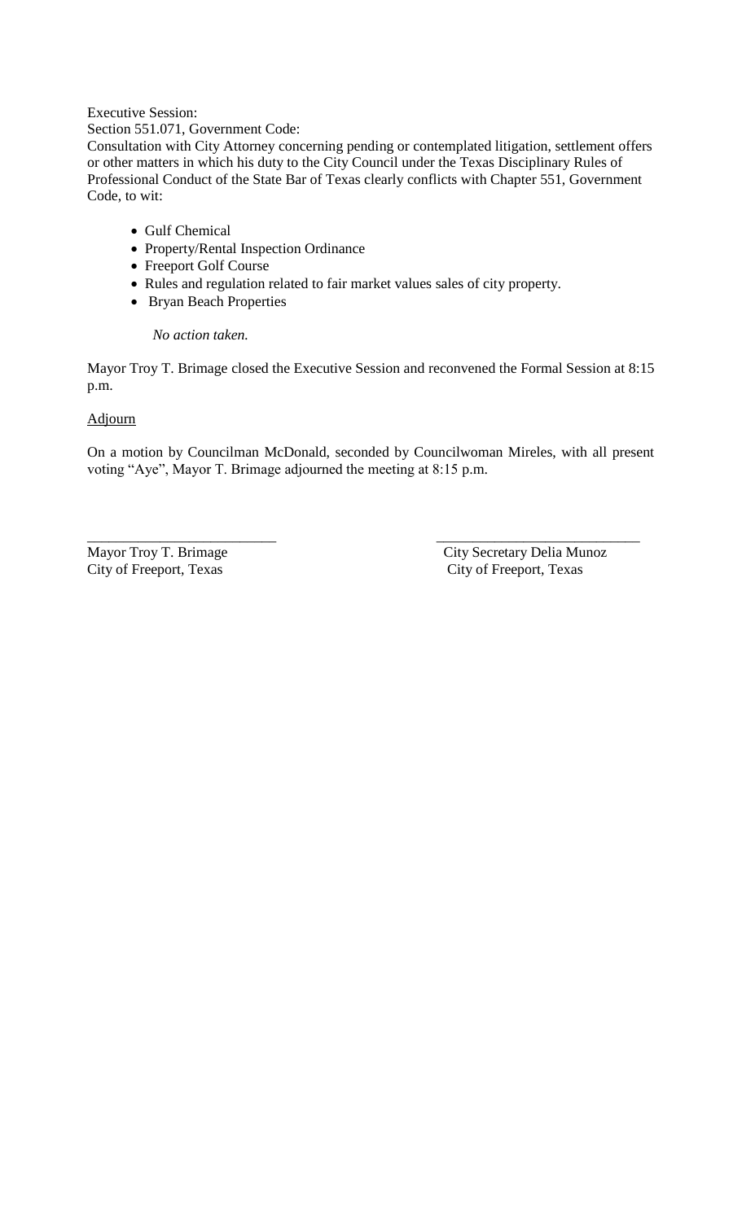Executive Session:
Section 551.071, Government Code:
Consultation with City Attorney concerning pending or contemplated litigation, settlement offers or other matters in which his duty to the City Council under the Texas Disciplinary Rules of Professional Conduct of the State Bar of Texas clearly conflicts with Chapter 551, Government Code, to wit:

- Gulf Chemical
- Property/Rental Inspection Ordinance
- Freeport Golf Course
- Rules and regulation related to fair market values sales of city property.
- Bryan Beach Properties

*No action taken.*

Mayor Troy T. Brimage closed the Executive Session and reconvened the Formal Session at 8:15 p.m.

<u>Adjourn</u>

On a motion by Councilman McDonald, seconded by Councilwoman Mireles, with all present voting "Aye", Mayor T. Brimage adjourned the meeting at 8:15 p.m.

| | |
|---|---|
| ___________________________ | ___________________________ |
| Mayor Troy T. Brimage | City Secretary Delia Munoz |
| City of Freeport, Texas | City of Freeport, Texas |